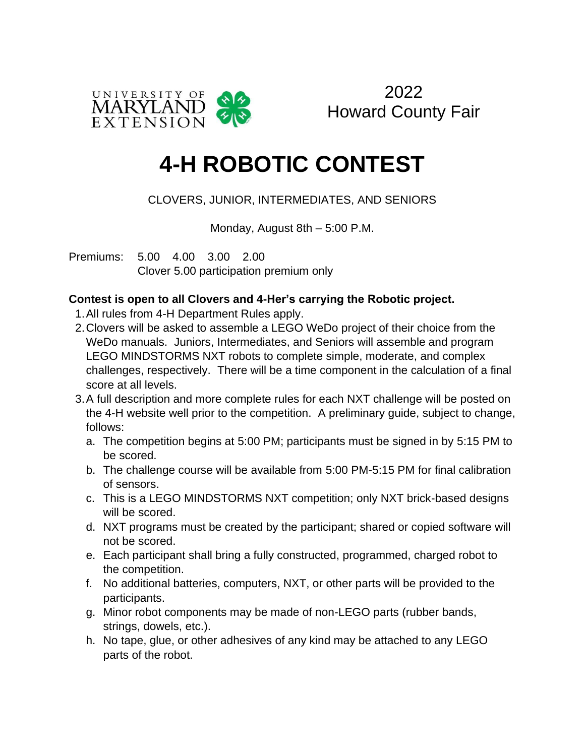UNIVERSITY OF MARYLAND EXTENSION

2022
Howard County Fair

# 4-H ROBOTIC CONTEST

CLOVERS, JUNIOR, INTERMEDIATES, AND SENIORS

Monday, August 8th – 5:00 P.M.

Premiums: 5.00 4.00 3.00 2.00
Clover 5.00 participation premium only

**Contest is open to all Clovers and 4-Her's carrying the Robotic project.**

1. All rules from 4-H Department Rules apply.
2. Clovers will be asked to assemble a LEGO WeDo project of their choice from the WeDo manuals. Juniors, Intermediates, and Seniors will assemble and program LEGO MINDSTORMS NXT robots to complete simple, moderate, and complex challenges, respectively. There will be a time component in the calculation of a final score at all levels.
3. A full description and more complete rules for each NXT challenge will be posted on the 4-H website well prior to the competition. A preliminary guide, subject to change, follows:
   a. The competition begins at 5:00 PM; participants must be signed in by 5:15 PM to be scored.
   b. The challenge course will be available from 5:00 PM-5:15 PM for final calibration of sensors.
   c. This is a LEGO MINDSTORMS NXT competition; only NXT brick-based designs will be scored.
   d. NXT programs must be created by the participant; shared or copied software will not be scored.
   e. Each participant shall bring a fully constructed, programmed, charged robot to the competition.
   f. No additional batteries, computers, NXT, or other parts will be provided to the participants.
   g. Minor robot components may be made of non-LEGO parts (rubber bands, strings, dowels, etc.).
   h. No tape, glue, or other adhesives of any kind may be attached to any LEGO parts of the robot.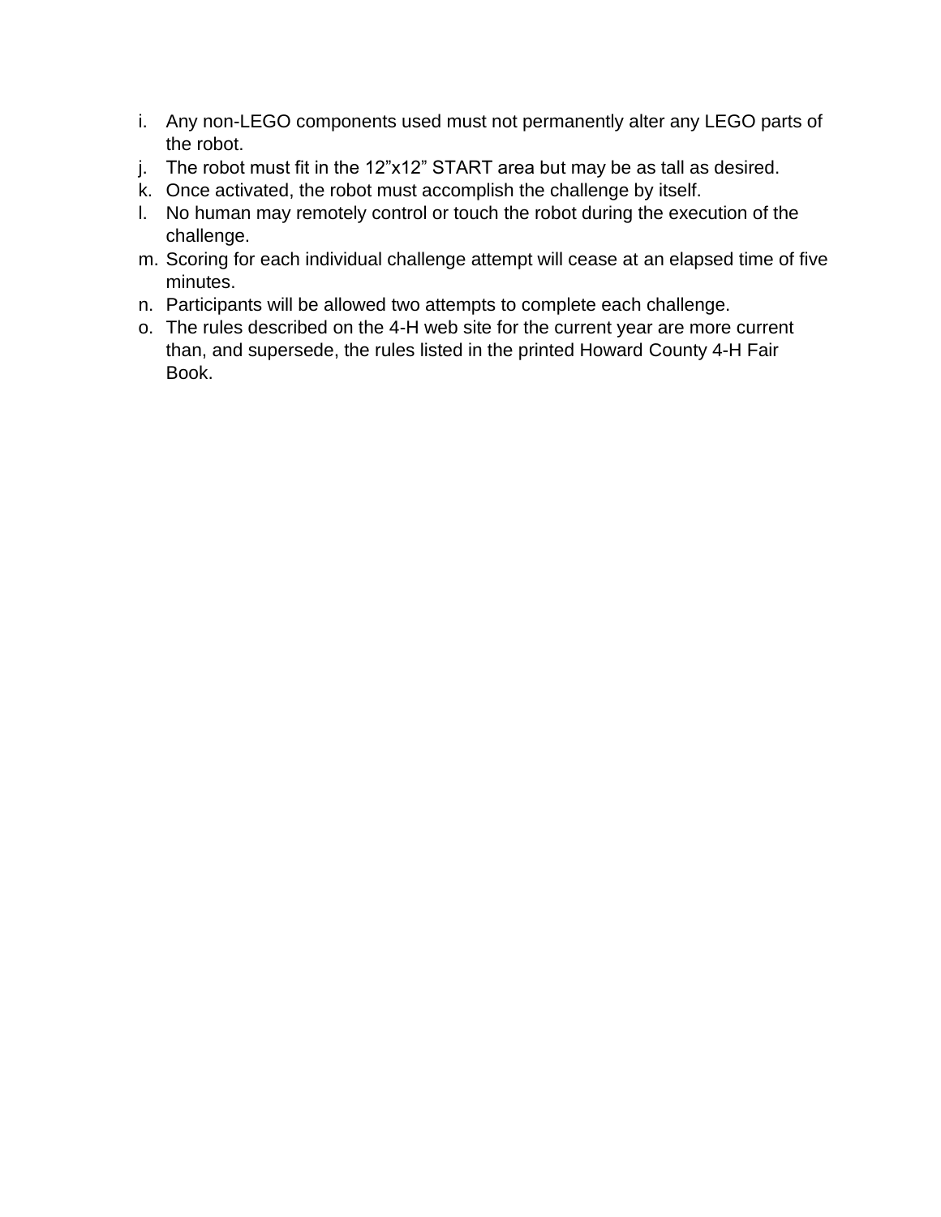i. Any non-LEGO components used must not permanently alter any LEGO parts of the robot.
j. The robot must fit in the 12”x12” START area but may be as tall as desired.
k. Once activated, the robot must accomplish the challenge by itself.
l. No human may remotely control or touch the robot during the execution of the challenge.
m. Scoring for each individual challenge attempt will cease at an elapsed time of five minutes.
n. Participants will be allowed two attempts to complete each challenge.
o. The rules described on the 4-H web site for the current year are more current than, and supersede, the rules listed in the printed Howard County 4-H Fair Book.